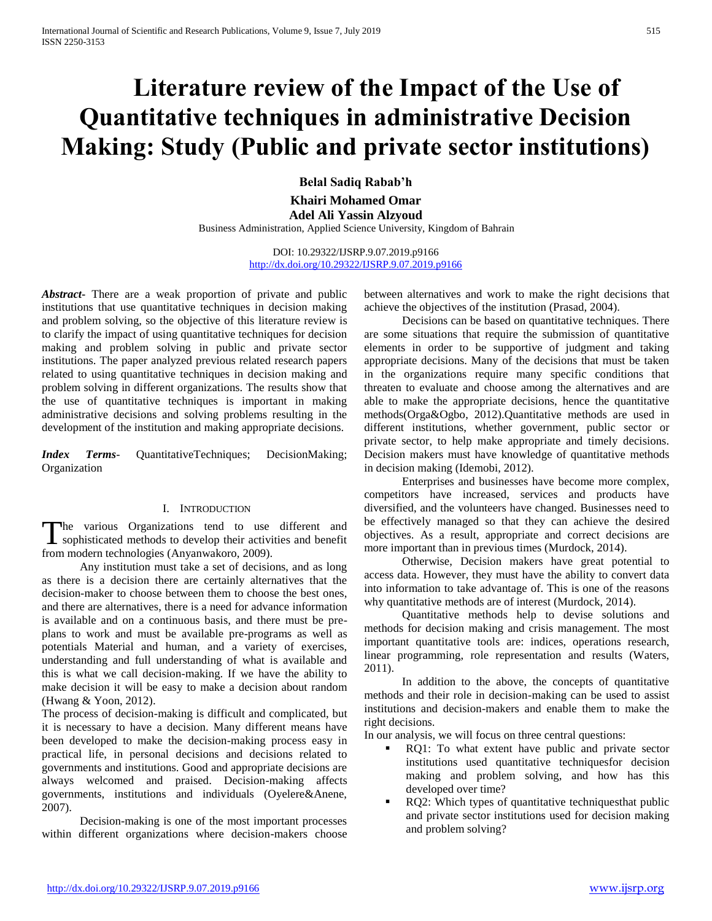# Literature review of the Impact of the Use of Quantitative techniques in administrative Decision Making: Study (Public and private sector institutions)

**Belal Sadiq Rabab'h**

**Khairi Mohamed Omar**

**Adel Ali Yassin Alzyoud**

Business Administration, Applied Science University, Kingdom of Bahrain

DOI: 10.29322/IJSRP.9.07.2019.p9166
http://dx.doi.org/10.29322/IJSRP.9.07.2019.p9166

***Abstract-*** There are a weak proportion of private and public institutions that use quantitative techniques in decision making and problem solving, so the objective of this literature review is to clarify the impact of using quantitative techniques for decision making and problem solving in public and private sector institutions. The paper analyzed previous related research papers related to using quantitative techniques in decision making and problem solving in different organizations. The results show that the use of quantitative techniques is important in making administrative decisions and solving problems resulting in the development of the institution and making appropriate decisions.

***Index Terms-*** QuantitativeTechniques; DecisionMaking; Organization

## I. Introduction

The various Organizations tend to use different and sophisticated methods to develop their activities and benefit from modern technologies (Anyanwakoro, 2009).

Any institution must take a set of decisions, and as long as there is a decision there are certainly alternatives that the decision-maker to choose between them to choose the best ones, and there are alternatives, there is a need for advance information is available and on a continuous basis, and there must be pre-plans to work and must be available pre-programs as well as potentials Material and human, and a variety of exercises, understanding and full understanding of what is available and this is what we call decision-making. If we have the ability to make decision it will be easy to make a decision about random (Hwang & Yoon, 2012).

The process of decision-making is difficult and complicated, but it is necessary to have a decision. Many different means have been developed to make the decision-making process easy in practical life, in personal decisions and decisions related to governments and institutions. Good and appropriate decisions are always welcomed and praised. Decision-making affects governments, institutions and individuals (Oyelere&Anene, 2007).

Decision-making is one of the most important processes within different organizations where decision-makers choose between alternatives and work to make the right decisions that achieve the objectives of the institution (Prasad, 2004).

Decisions can be based on quantitative techniques. There are some situations that require the submission of quantitative elements in order to be supportive of judgment and taking appropriate decisions. Many of the decisions that must be taken in the organizations require many specific conditions that threaten to evaluate and choose among the alternatives and are able to make the appropriate decisions, hence the quantitative methods(Orga&Ogbo, 2012).Quantitative methods are used in different institutions, whether government, public sector or private sector, to help make appropriate and timely decisions. Decision makers must have knowledge of quantitative methods in decision making (Idemobi, 2012).

Enterprises and businesses have become more complex, competitors have increased, services and products have diversified, and the volunteers have changed. Businesses need to be effectively managed so that they can achieve the desired objectives. As a result, appropriate and correct decisions are more important than in previous times (Murdock, 2014).

Otherwise, Decision makers have great potential to access data. However, they must have the ability to convert data into information to take advantage of. This is one of the reasons why quantitative methods are of interest (Murdock, 2014).

Quantitative methods help to devise solutions and methods for decision making and crisis management. The most important quantitative tools are: indices, operations research, linear programming, role representation and results (Waters, 2011).

In addition to the above, the concepts of quantitative methods and their role in decision-making can be used to assist institutions and decision-makers and enable them to make the right decisions.

In our analysis, we will focus on three central questions:

- RQ1: To what extent have public and private sector institutions used quantitative techniquesfor decision making and problem solving, and how has this developed over time?
- RQ2: Which types of quantitative techniquesthat public and private sector institutions used for decision making and problem solving?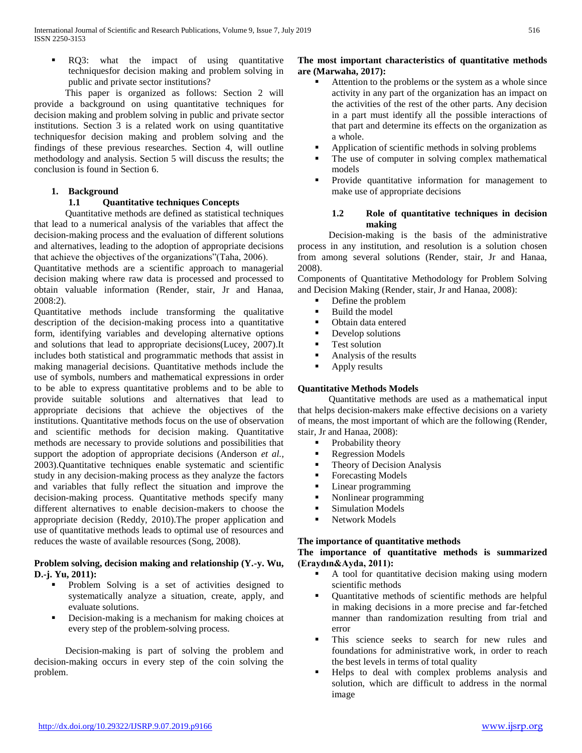- RQ3: what the impact of using quantitative techniquesfor decision making and problem solving in public and private sector institutions?

This paper is organized as follows: Section 2 will provide a background on using quantitative techniques for decision making and problem solving in public and private sector institutions. Section 3 is a related work on using quantitative techniquesfor decision making and problem solving and the findings of these previous researches. Section 4, will outline methodology and analysis. Section 5 will discuss the results; the conclusion is found in Section 6.

## 1. Background

### 1.1 Quantitative techniques Concepts

Quantitative methods are defined as statistical techniques that lead to a numerical analysis of the variables that affect the decision-making process and the evaluation of different solutions and alternatives, leading to the adoption of appropriate decisions that achieve the objectives of the organizations"(Taha, 2006).

Quantitative methods are a scientific approach to managerial decision making where raw data is processed and processed to obtain valuable information (Render, stair, Jr and Hanaa, 2008:2).

Quantitative methods include transforming the qualitative description of the decision-making process into a quantitative form, identifying variables and developing alternative options and solutions that lead to appropriate decisions(Lucey, 2007).It includes both statistical and programmatic methods that assist in making managerial decisions. Quantitative methods include the use of symbols, numbers and mathematical expressions in order to be able to express quantitative problems and to be able to provide suitable solutions and alternatives that lead to appropriate decisions that achieve the objectives of the institutions. Quantitative methods focus on the use of observation and scientific methods for decision making. Quantitative methods are necessary to provide solutions and possibilities that support the adoption of appropriate decisions (Anderson *et al.*, 2003).Quantitative techniques enable systematic and scientific study in any decision-making process as they analyze the factors and variables that fully reflect the situation and improve the decision-making process. Quantitative methods specify many different alternatives to enable decision-makers to choose the appropriate decision (Reddy, 2010).The proper application and use of quantitative methods leads to optimal use of resources and reduces the waste of available resources (Song, 2008).

**Problem solving, decision making and relationship (Y.-y. Wu, D.-j. Yu, 2011):**

- Problem Solving is a set of activities designed to systematically analyze a situation, create, apply, and evaluate solutions.
- Decision-making is a mechanism for making choices at every step of the problem-solving process.

Decision-making is part of solving the problem and decision-making occurs in every step of the coin solving the problem.

**The most important characteristics of quantitative methods are (Marwaha, 2017):**

- Attention to the problems or the system as a whole since activity in any part of the organization has an impact on the activities of the rest of the other parts. Any decision in a part must identify all the possible interactions of that part and determine its effects on the organization as a whole.
- Application of scientific methods in solving problems
- The use of computer in solving complex mathematical models
- Provide quantitative information for management to make use of appropriate decisions

### 1.2 Role of quantitative techniques in decision making

Decision-making is the basis of the administrative process in any institution, and resolution is a solution chosen from among several solutions (Render, stair, Jr and Hanaa, 2008).

Components of Quantitative Methodology for Problem Solving and Decision Making (Render, stair, Jr and Hanaa, 2008):

- Define the problem
- Build the model
- Obtain data entered
- Develop solutions
- Test solution
- Analysis of the results
- Apply results

**Quantitative Methods Models**

Quantitative methods are used as a mathematical input that helps decision-makers make effective decisions on a variety of means, the most important of which are the following (Render, stair, Jr and Hanaa, 2008):

- Probability theory
- Regression Models
- Theory of Decision Analysis
- Forecasting Models
- Linear programming
- Nonlinear programming
- Simulation Models
- Network Models

**The importance of quantitative methods**

**The importance of quantitative methods is summarized (Eraydın&Ayda, 2011):**

- A tool for quantitative decision making using modern scientific methods
- Quantitative methods of scientific methods are helpful in making decisions in a more precise and far-fetched manner than randomization resulting from trial and error
- This science seeks to search for new rules and foundations for administrative work, in order to reach the best levels in terms of total quality
- Helps to deal with complex problems analysis and solution, which are difficult to address in the normal image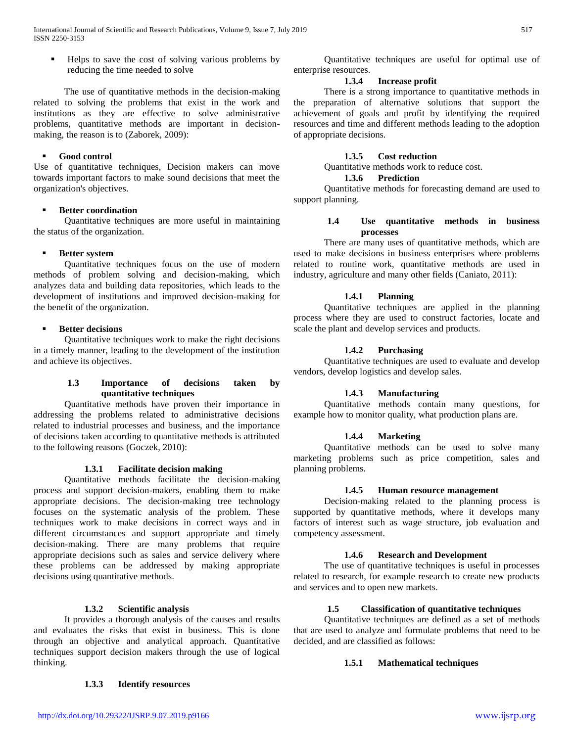- Helps to save the cost of solving various problems by reducing the time needed to solve

The use of quantitative methods in the decision-making related to solving the problems that exist in the work and institutions as they are effective to solve administrative problems, quantitative methods are important in decision-making, the reason is to (Zaborek, 2009):

- **Good control**

Use of quantitative techniques, Decision makers can move towards important factors to make sound decisions that meet the organization's objectives.

- **Better coordination**

Quantitative techniques are more useful in maintaining the status of the organization.

- **Better system**

Quantitative techniques focus on the use of modern methods of problem solving and decision-making, which analyzes data and building data repositories, which leads to the development of institutions and improved decision-making for the benefit of the organization.

- **Better decisions**

Quantitative techniques work to make the right decisions in a timely manner, leading to the development of the institution and achieve its objectives.

## 1.3 Importance of decisions taken by quantitative techniques

Quantitative methods have proven their importance in addressing the problems related to administrative decisions related to industrial processes and business, and the importance of decisions taken according to quantitative methods is attributed to the following reasons (Goczek, 2010):

### 1.3.1 Facilitate decision making

Quantitative methods facilitate the decision-making process and support decision-makers, enabling them to make appropriate decisions. The decision-making tree technology focuses on the systematic analysis of the problem. These techniques work to make decisions in correct ways and in different circumstances and support appropriate and timely decision-making. There are many problems that require appropriate decisions such as sales and service delivery where these problems can be addressed by making appropriate decisions using quantitative methods.

### 1.3.2 Scientific analysis

It provides a thorough analysis of the causes and results and evaluates the risks that exist in business. This is done through an objective and analytical approach. Quantitative techniques support decision makers through the use of logical thinking.

### 1.3.3 Identify resources

Quantitative techniques are useful for optimal use of enterprise resources.

### 1.3.4 Increase profit

There is a strong importance to quantitative methods in the preparation of alternative solutions that support the achievement of goals and profit by identifying the required resources and time and different methods leading to the adoption of appropriate decisions.

### 1.3.5 Cost reduction

Quantitative methods work to reduce cost.

### 1.3.6 Prediction

Quantitative methods for forecasting demand are used to support planning.

## 1.4 Use quantitative methods in business processes

There are many uses of quantitative methods, which are used to make decisions in business enterprises where problems related to routine work, quantitative methods are used in industry, agriculture and many other fields (Caniato, 2011):

### 1.4.1 Planning

Quantitative techniques are applied in the planning process where they are used to construct factories, locate and scale the plant and develop services and products.

### 1.4.2 Purchasing

Quantitative techniques are used to evaluate and develop vendors, develop logistics and develop sales.

### 1.4.3 Manufacturing

Quantitative methods contain many questions, for example how to monitor quality, what production plans are.

### 1.4.4 Marketing

Quantitative methods can be used to solve many marketing problems such as price competition, sales and planning problems.

### 1.4.5 Human resource management

Decision-making related to the planning process is supported by quantitative methods, where it develops many factors of interest such as wage structure, job evaluation and competency assessment.

### 1.4.6 Research and Development

The use of quantitative techniques is useful in processes related to research, for example research to create new products and services and to open new markets.

## 1.5 Classification of quantitative techniques

Quantitative techniques are defined as a set of methods that are used to analyze and formulate problems that need to be decided, and are classified as follows:

### 1.5.1 Mathematical techniques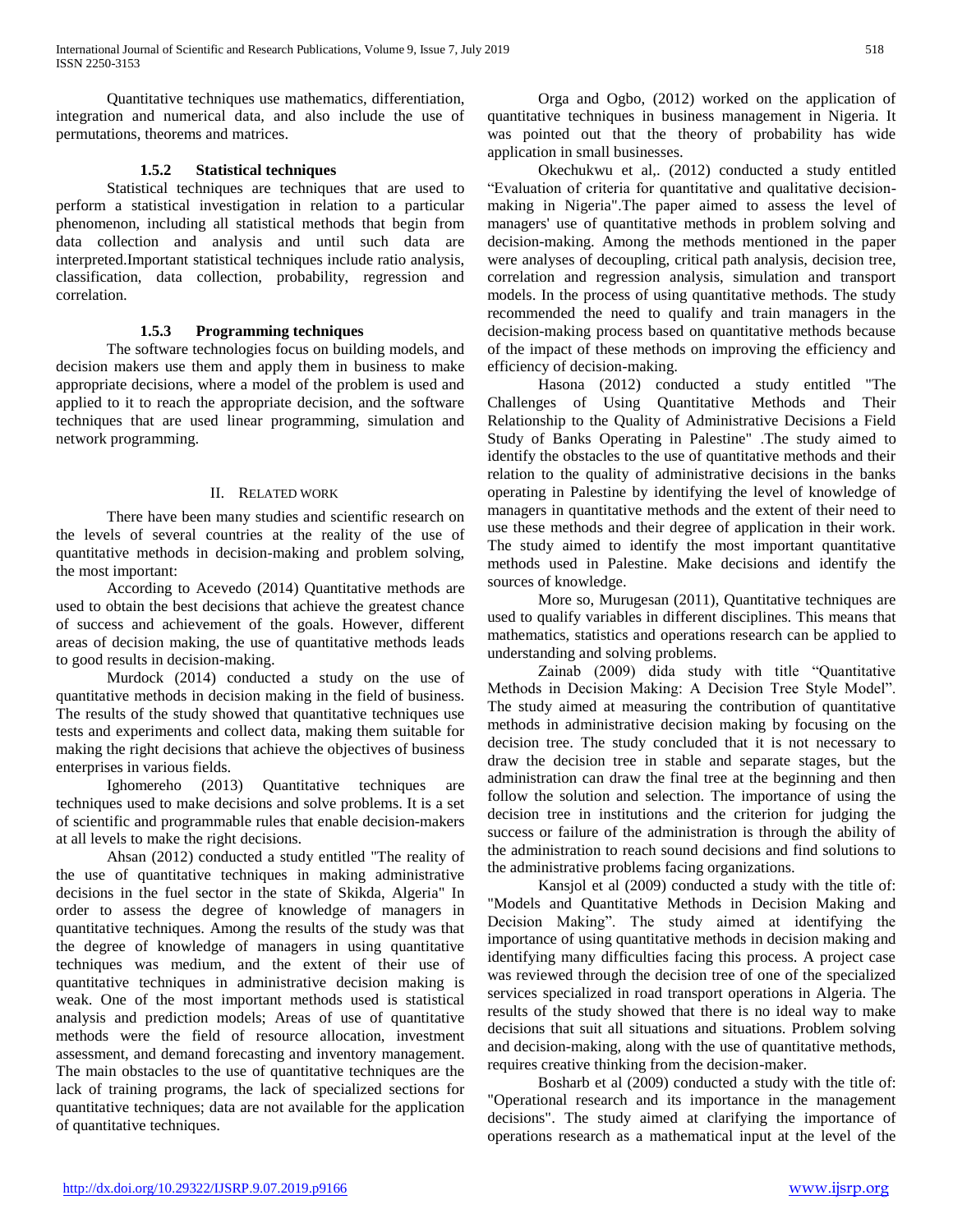Quantitative techniques use mathematics, differentiation, integration and numerical data, and also include the use of permutations, theorems and matrices.

### 1.5.2 Statistical techniques

Statistical techniques are techniques that are used to perform a statistical investigation in relation to a particular phenomenon, including all statistical methods that begin from data collection and analysis and until such data are interpreted.Important statistical techniques include ratio analysis, classification, data collection, probability, regression and correlation.

### 1.5.3 Programming techniques

The software technologies focus on building models, and decision makers use them and apply them in business to make appropriate decisions, where a model of the problem is used and applied to it to reach the appropriate decision, and the software techniques that are used linear programming, simulation and network programming.

## II. Related Work

There have been many studies and scientific research on the levels of several countries at the reality of the use of quantitative methods in decision-making and problem solving, the most important:

According to Acevedo (2014) Quantitative methods are used to obtain the best decisions that achieve the greatest chance of success and achievement of the goals. However, different areas of decision making, the use of quantitative methods leads to good results in decision-making.

Murdock (2014) conducted a study on the use of quantitative methods in decision making in the field of business. The results of the study showed that quantitative techniques use tests and experiments and collect data, making them suitable for making the right decisions that achieve the objectives of business enterprises in various fields.

Ighomereho (2013) Quantitative techniques are techniques used to make decisions and solve problems. It is a set of scientific and programmable rules that enable decision-makers at all levels to make the right decisions.

Ahsan (2012) conducted a study entitled "The reality of the use of quantitative techniques in making administrative decisions in the fuel sector in the state of Skikda, Algeria" In order to assess the degree of knowledge of managers in quantitative techniques. Among the results of the study was that the degree of knowledge of managers in using quantitative techniques was medium, and the extent of their use of quantitative techniques in administrative decision making is weak. One of the most important methods used is statistical analysis and prediction models; Areas of use of quantitative methods were the field of resource allocation, investment assessment, and demand forecasting and inventory management. The main obstacles to the use of quantitative techniques are the lack of training programs, the lack of specialized sections for quantitative techniques; data are not available for the application of quantitative techniques.

Orga and Ogbo, (2012) worked on the application of quantitative techniques in business management in Nigeria. It was pointed out that the theory of probability has wide application in small businesses.

Okechukwu et al,. (2012) conducted a study entitled "Evaluation of criteria for quantitative and qualitative decision-making in Nigeria".The paper aimed to assess the level of managers' use of quantitative methods in problem solving and decision-making. Among the methods mentioned in the paper were analyses of decoupling, critical path analysis, decision tree, correlation and regression analysis, simulation and transport models. In the process of using quantitative methods. The study recommended the need to qualify and train managers in the decision-making process based on quantitative methods because of the impact of these methods on improving the efficiency and efficiency of decision-making.

Hasona (2012) conducted a study entitled "The Challenges of Using Quantitative Methods and Their Relationship to the Quality of Administrative Decisions a Field Study of Banks Operating in Palestine" .The study aimed to identify the obstacles to the use of quantitative methods and their relation to the quality of administrative decisions in the banks operating in Palestine by identifying the level of knowledge of managers in quantitative methods and the extent of their need to use these methods and their degree of application in their work. The study aimed to identify the most important quantitative methods used in Palestine. Make decisions and identify the sources of knowledge.

More so, Murugesan (2011), Quantitative techniques are used to qualify variables in different disciplines. This means that mathematics, statistics and operations research can be applied to understanding and solving problems.

Zainab (2009) dida study with title "Quantitative Methods in Decision Making: A Decision Tree Style Model". The study aimed at measuring the contribution of quantitative methods in administrative decision making by focusing on the decision tree. The study concluded that it is not necessary to draw the decision tree in stable and separate stages, but the administration can draw the final tree at the beginning and then follow the solution and selection. The importance of using the decision tree in institutions and the criterion for judging the success or failure of the administration is through the ability of the administration to reach sound decisions and find solutions to the administrative problems facing organizations.

Kansjol et al (2009) conducted a study with the title of: "Models and Quantitative Methods in Decision Making and Decision Making". The study aimed at identifying the importance of using quantitative methods in decision making and identifying many difficulties facing this process. A project case was reviewed through the decision tree of one of the specialized services specialized in road transport operations in Algeria. The results of the study showed that there is no ideal way to make decisions that suit all situations and situations. Problem solving and decision-making, along with the use of quantitative methods, requires creative thinking from the decision-maker.

Bosharb et al (2009) conducted a study with the title of: "Operational research and its importance in the management decisions". The study aimed at clarifying the importance of operations research as a mathematical input at the level of the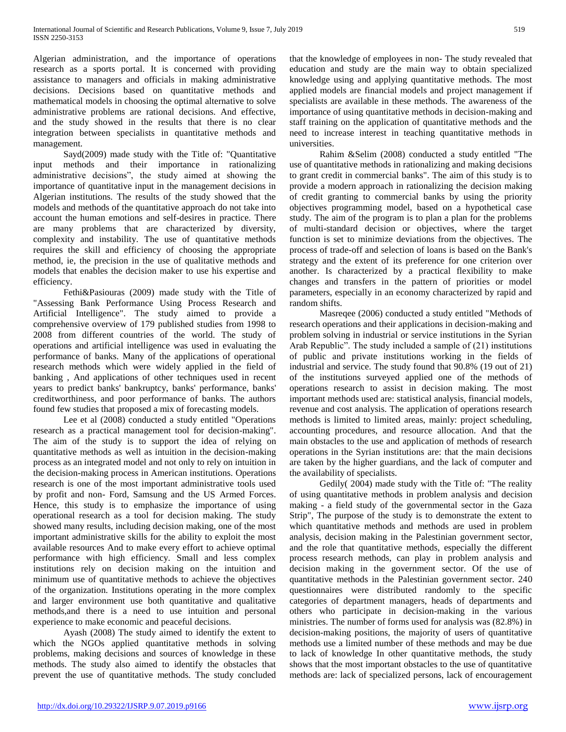Algerian administration, and the importance of operations research as a sports portal. It is concerned with providing assistance to managers and officials in making administrative decisions. Decisions based on quantitative methods and mathematical models in choosing the optimal alternative to solve administrative problems are rational decisions. And effective, and the study showed in the results that there is no clear integration between specialists in quantitative methods and management.

Sayd(2009) made study with the Title of: "Quantitative input methods and their importance in rationalizing administrative decisions", the study aimed at showing the importance of quantitative input in the management decisions in Algerian institutions. The results of the study showed that the models and methods of the quantitative approach do not take into account the human emotions and self-desires in practice. There are many problems that are characterized by diversity, complexity and instability. The use of quantitative methods requires the skill and efficiency of choosing the appropriate method, ie, the precision in the use of qualitative methods and models that enables the decision maker to use his expertise and efficiency.

Fethi&Pasiouras (2009) made study with the Title of "Assessing Bank Performance Using Process Research and Artificial Intelligence". The study aimed to provide a comprehensive overview of 179 published studies from 1998 to 2008 from different countries of the world. The study of operations and artificial intelligence was used in evaluating the performance of banks. Many of the applications of operational research methods which were widely applied in the field of banking , And applications of other techniques used in recent years to predict banks' bankruptcy, banks' performance, banks' creditworthiness, and poor performance of banks. The authors found few studies that proposed a mix of forecasting models.

Lee et al (2008) conducted a study entitled "Operations research as a practical management tool for decision-making". The aim of the study is to support the idea of relying on quantitative methods as well as intuition in the decision-making process as an integrated model and not only to rely on intuition in the decision-making process in American institutions. Operations research is one of the most important administrative tools used by profit and non- Ford, Samsung and the US Armed Forces. Hence, this study is to emphasize the importance of using operational research as a tool for decision making. The study showed many results, including decision making, one of the most important administrative skills for the ability to exploit the most available resources And to make every effort to achieve optimal performance with high efficiency. Small and less complex institutions rely on decision making on the intuition and minimum use of quantitative methods to achieve the objectives of the organization. Institutions operating in the more complex and larger environment use both quantitative and qualitative methods,and there is a need to use intuition and personal experience to make economic and peaceful decisions.

Ayash (2008) The study aimed to identify the extent to which the NGOs applied quantitative methods in solving problems, making decisions and sources of knowledge in these methods. The study also aimed to identify the obstacles that prevent the use of quantitative methods. The study concluded that the knowledge of employees in non- The study revealed that education and study are the main way to obtain specialized knowledge using and applying quantitative methods. The most applied models are financial models and project management if specialists are available in these methods. The awareness of the importance of using quantitative methods in decision-making and staff training on the application of quantitative methods and the need to increase interest in teaching quantitative methods in universities.

Rahim &Selim (2008) conducted a study entitled "The use of quantitative methods in rationalizing and making decisions to grant credit in commercial banks". The aim of this study is to provide a modern approach in rationalizing the decision making of credit granting to commercial banks by using the priority objectives programming model, based on a hypothetical case study. The aim of the program is to plan a plan for the problems of multi-standard decision or objectives, where the target function is set to minimize deviations from the objectives. The process of trade-off and selection of loans is based on the Bank's strategy and the extent of its preference for one criterion over another. Is characterized by a practical flexibility to make changes and transfers in the pattern of priorities or model parameters, especially in an economy characterized by rapid and random shifts.

Masreqee (2006) conducted a study entitled "Methods of research operations and their applications in decision-making and problem solving in industrial or service institutions in the Syrian Arab Republic". The study included a sample of (21) institutions of public and private institutions working in the fields of industrial and service. The study found that 90.8% (19 out of 21) of the institutions surveyed applied one of the methods of operations research to assist in decision making. The most important methods used are: statistical analysis, financial models, revenue and cost analysis. The application of operations research methods is limited to limited areas, mainly: project scheduling, accounting procedures, and resource allocation. And that the main obstacles to the use and application of methods of research operations in the Syrian institutions are: that the main decisions are taken by the higher guardians, and the lack of computer and the availability of specialists.

Gedily( 2004) made study with the Title of: "The reality of using quantitative methods in problem analysis and decision making - a field study of the governmental sector in the Gaza Strip", The purpose of the study is to demonstrate the extent to which quantitative methods and methods are used in problem analysis, decision making in the Palestinian government sector, and the role that quantitative methods, especially the different process research methods, can play in problem analysis and decision making in the government sector. Of the use of quantitative methods in the Palestinian government sector. 240 questionnaires were distributed randomly to the specific categories of department managers, heads of departments and others who participate in decision-making in the various ministries. The number of forms used for analysis was (82.8%) in decision-making positions, the majority of users of quantitative methods use a limited number of these methods and may be due to lack of knowledge In other quantitative methods, the study shows that the most important obstacles to the use of quantitative methods are: lack of specialized persons, lack of encouragement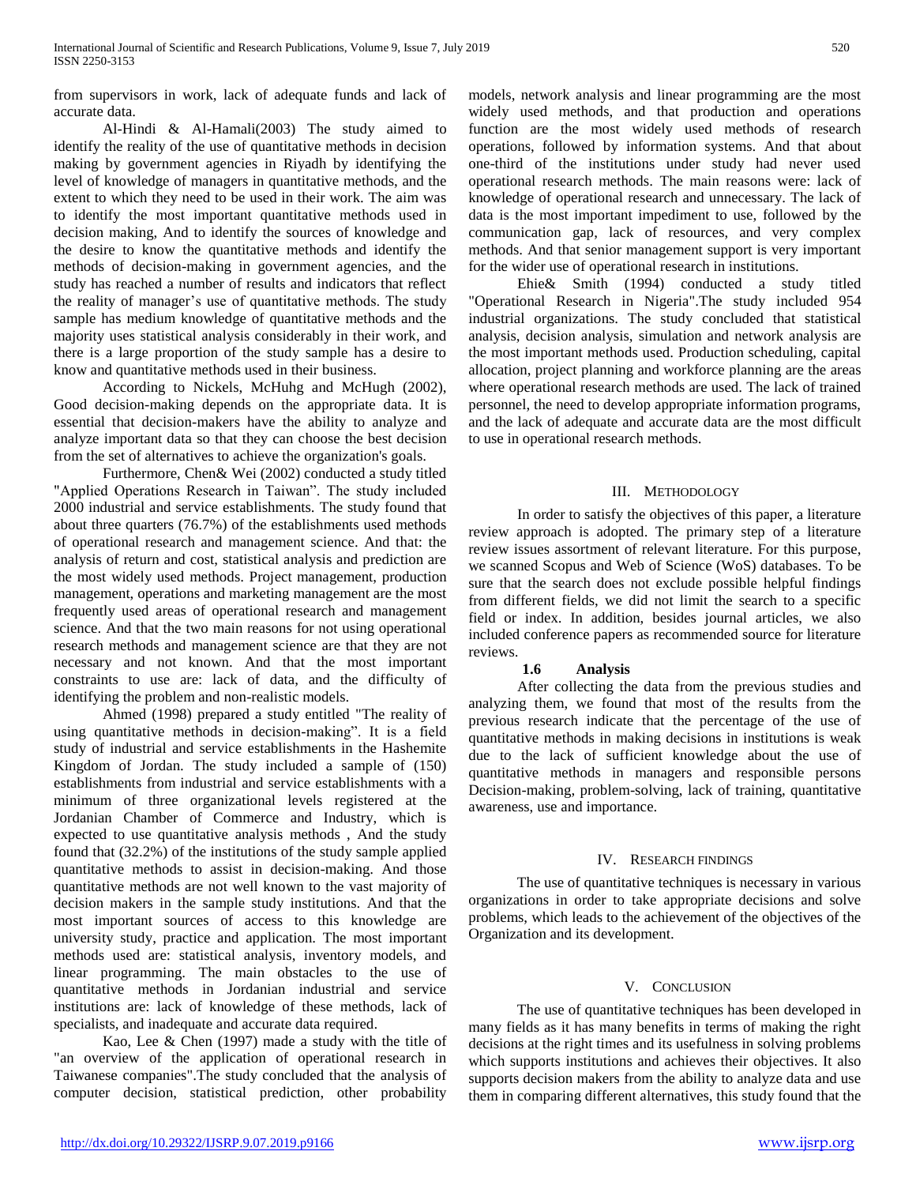from supervisors in work, lack of adequate funds and lack of accurate data.

Al-Hindi & Al-Hamali(2003) The study aimed to identify the reality of the use of quantitative methods in decision making by government agencies in Riyadh by identifying the level of knowledge of managers in quantitative methods, and the extent to which they need to be used in their work. The aim was to identify the most important quantitative methods used in decision making, And to identify the sources of knowledge and the desire to know the quantitative methods and identify the methods of decision-making in government agencies, and the study has reached a number of results and indicators that reflect the reality of manager's use of quantitative methods. The study sample has medium knowledge of quantitative methods and the majority uses statistical analysis considerably in their work, and there is a large proportion of the study sample has a desire to know and quantitative methods used in their business.

According to Nickels, McHuhg and McHugh (2002), Good decision-making depends on the appropriate data. It is essential that decision-makers have the ability to analyze and analyze important data so that they can choose the best decision from the set of alternatives to achieve the organization's goals.

Furthermore, Chen& Wei (2002) conducted a study titled "Applied Operations Research in Taiwan". The study included 2000 industrial and service establishments. The study found that about three quarters (76.7%) of the establishments used methods of operational research and management science. And that: the analysis of return and cost, statistical analysis and prediction are the most widely used methods. Project management, production management, operations and marketing management are the most frequently used areas of operational research and management science. And that the two main reasons for not using operational research methods and management science are that they are not necessary and not known. And that the most important constraints to use are: lack of data, and the difficulty of identifying the problem and non-realistic models.

Ahmed (1998) prepared a study entitled "The reality of using quantitative methods in decision-making". It is a field study of industrial and service establishments in the Hashemite Kingdom of Jordan. The study included a sample of (150) establishments from industrial and service establishments with a minimum of three organizational levels registered at the Jordanian Chamber of Commerce and Industry, which is expected to use quantitative analysis methods , And the study found that (32.2%) of the institutions of the study sample applied quantitative methods to assist in decision-making. And those quantitative methods are not well known to the vast majority of decision makers in the sample study institutions. And that the most important sources of access to this knowledge are university study, practice and application. The most important methods used are: statistical analysis, inventory models, and linear programming. The main obstacles to the use of quantitative methods in Jordanian industrial and service institutions are: lack of knowledge of these methods, lack of specialists, and inadequate and accurate data required.

Kao, Lee & Chen (1997) made a study with the title of "an overview of the application of operational research in Taiwanese companies".The study concluded that the analysis of computer decision, statistical prediction, other probability models, network analysis and linear programming are the most widely used methods, and that production and operations function are the most widely used methods of research operations, followed by information systems. And that about one-third of the institutions under study had never used operational research methods. The main reasons were: lack of knowledge of operational research and unnecessary. The lack of data is the most important impediment to use, followed by the communication gap, lack of resources, and very complex methods. And that senior management support is very important for the wider use of operational research in institutions.

Ehie& Smith (1994) conducted a study titled "Operational Research in Nigeria".The study included 954 industrial organizations. The study concluded that statistical analysis, decision analysis, simulation and network analysis are the most important methods used. Production scheduling, capital allocation, project planning and workforce planning are the areas where operational research methods are used. The lack of trained personnel, the need to develop appropriate information programs, and the lack of adequate and accurate data are the most difficult to use in operational research methods.

## III. Methodology

In order to satisfy the objectives of this paper, a literature review approach is adopted. The primary step of a literature review issues assortment of relevant literature. For this purpose, we scanned Scopus and Web of Science (WoS) databases. To be sure that the search does not exclude possible helpful findings from different fields, we did not limit the search to a specific field or index. In addition, besides journal articles, we also included conference papers as recommended source for literature reviews.

### 1.6 Analysis

After collecting the data from the previous studies and analyzing them, we found that most of the results from the previous research indicate that the percentage of the use of quantitative methods in making decisions in institutions is weak due to the lack of sufficient knowledge about the use of quantitative methods in managers and responsible persons Decision-making, problem-solving, lack of training, quantitative awareness, use and importance.

## IV. Research findings

The use of quantitative techniques is necessary in various organizations in order to take appropriate decisions and solve problems, which leads to the achievement of the objectives of the Organization and its development.

## V. Conclusion

The use of quantitative techniques has been developed in many fields as it has many benefits in terms of making the right decisions at the right times and its usefulness in solving problems which supports institutions and achieves their objectives. It also supports decision makers from the ability to analyze data and use them in comparing different alternatives, this study found that the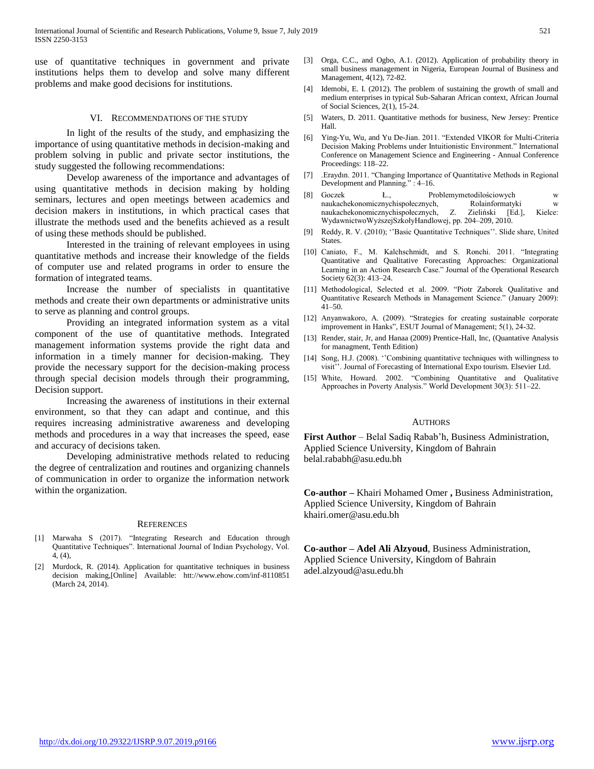use of quantitative techniques in government and private institutions helps them to develop and solve many different problems and make good decisions for institutions.

## VI. Recommendations of the Study

In light of the results of the study, and emphasizing the importance of using quantitative methods in decision-making and problem solving in public and private sector institutions, the study suggested the following recommendations:

Develop awareness of the importance and advantages of using quantitative methods in decision making by holding seminars, lectures and open meetings between academics and decision makers in institutions, in which practical cases that illustrate the methods used and the benefits achieved as a result of using these methods should be published.

Interested in the training of relevant employees in using quantitative methods and increase their knowledge of the fields of computer use and related programs in order to ensure the formation of integrated teams.

Increase the number of specialists in quantitative methods and create their own departments or administrative units to serve as planning and control groups.

Providing an integrated information system as a vital component of the use of quantitative methods. Integrated management information systems provide the right data and information in a timely manner for decision-making. They provide the necessary support for the decision-making process through special decision models through their programming, Decision support.

Increasing the awareness of institutions in their external environment, so that they can adapt and continue, and this requires increasing administrative awareness and developing methods and procedures in a way that increases the speed, ease and accuracy of decisions taken.

Developing administrative methods related to reducing the degree of centralization and routines and organizing channels of communication in order to organize the information network within the organization.

## References

[1] Marwaha S (2017). "Integrating Research and Education through Quantitative Techniques". International Journal of Indian Psychology, Vol. 4, (4),

[2] Murdock, R. (2014). Application for quantitative techniques in business decision making,[Online] Available: htt://www.ehow.com/inf-8110851 (March 24, 2014).

[3] Orga, C.C., and Ogbo, A.1. (2012). Application of probability theory in small business management in Nigeria, European Journal of Business and Management, 4(12), 72-82.

[4] Idemobi, E. I. (2012). The problem of sustaining the growth of small and medium enterprises in typical Sub-Saharan African context, African Journal of Social Sciences, 2(1), 15-24.

[5] Waters, D. 2011. Quantitative methods for business, New Jersey: Prentice Hall.

[6] Ying-Yu, Wu, and Yu De-Jian. 2011. "Extended VIKOR for Multi-Criteria Decision Making Problems under Intuitionistic Environment." International Conference on Management Science and Engineering - Annual Conference Proceedings: 118–22.

[7] .Eraydın. 2011. "Changing Importance of Quantitative Methods in Regional Development and Planning." : 4–16.

[8] Goczek Ł., Problemymetodilościowych w naukachekonomicznychispołecznych, Rolainformatyki w naukachekonomicznychispołecznych, Z. Zieliński [Ed.], Kielce: WydawnictwoWyższejSzkołyHandlowej, pp. 204–209, 2010.

[9] Reddy, R. V. (2010); ''Basic Quantitative Techniques''. Slide share, United States.

[10] Caniato, F., M. Kalchschmidt, and S. Ronchi. 2011. "Integrating Quantitative and Qualitative Forecasting Approaches: Organizational Learning in an Action Research Case." Journal of the Operational Research Society 62(3): 413–24.

[11] Methodological, Selected et al. 2009. "Piotr Zaborek Qualitative and Quantitative Research Methods in Management Science." (January 2009): 41–50.

[12] Anyanwakoro, A. (2009). "Strategies for creating sustainable corporate improvement in Hanks", ESUT Journal of Management; 5(1), 24-32.

[13] Render, stair, Jr, and Hanaa (2009) Prentice-Hall, Inc, (Quantative Analysis for managment, Tenth Edition)

[14] Song, H.J. (2008). ''Combining quantitative techniques with willingness to visit''. Journal of Forecasting of International Expo tourism. Elsevier Ltd.

[15] White, Howard. 2002. "Combining Quantitative and Qualitative Approaches in Poverty Analysis." World Development 30(3): 511–22.

## Authors

**First Author** – Belal Sadiq Rabab'h, Business Administration, Applied Science University, Kingdom of Bahrain belal.rababh@asu.edu.bh

**Co-author –** Khairi Mohamed Omer **,** Business Administration, Applied Science University, Kingdom of Bahrain khairi.omer@asu.edu.bh

**Co-author – Adel Ali Alzyoud**, Business Administration, Applied Science University, Kingdom of Bahrain adel.alzyoud@asu.edu.bh